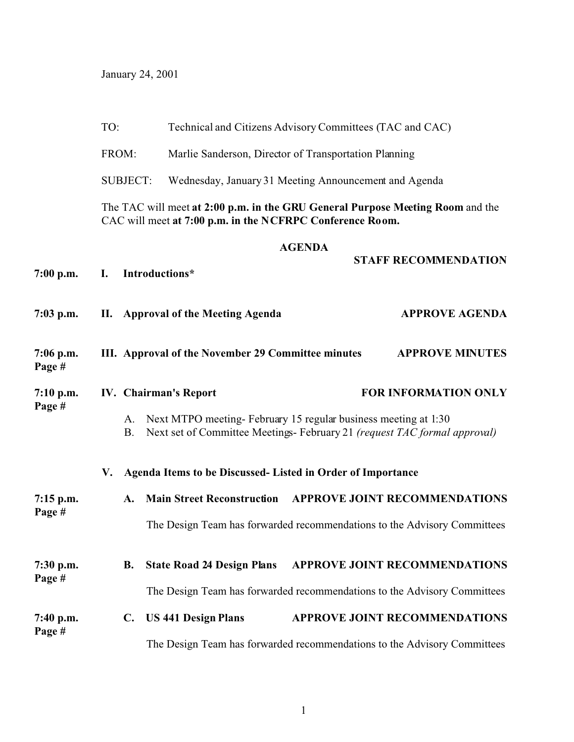January 24, 2001

TO: Technical and Citizens Advisory Committees (TAC and CAC)

FROM: Marlie Sanderson, Director of Transportation Planning

SUBJECT: Wednesday, January 31 Meeting Announcement and Agenda

The TAC will meet **at 2:00 p.m. in the GRU General Purpose Meeting Room** and the CAC will meet **at 7:00 p.m. in the NCFRPC Conference Room.**

**AGENDA**

| | | **STAFF RECOMMENDATION** |
|---|---|---|
| **7:00 p.m.** | **I. Introductions*** | |
| **7:03 p.m.** | **II. Approval of the Meeting Agenda** | **APPROVE AGENDA** |
| **7:06 p.m.** **Page #** | **III. Approval of the November 29 Committee minutes** | **APPROVE MINUTES** |
| **7:10 p.m.** **Page #** | **IV. Chairman's Report** | **FOR INFORMATION ONLY** |

A. Next MTPO meeting- February 15 regular business meeting at 1:30
B. Next set of Committee Meetings- February 21 *(request TAC formal approval)*

**V. Agenda Items to be Discussed- Listed in Order of Importance**

| | | |
|---|---|---|
| **7:15 p.m.** **Page #** | **A. Main Street Reconstruction** | **APPROVE JOINT RECOMMENDATIONS** |

The Design Team has forwarded recommendations to the Advisory Committees

| | | |
|---|---|---|
| **7:30 p.m.** **Page #** | **B. State Road 24 Design Plans** | **APPROVE JOINT RECOMMENDATIONS** |

The Design Team has forwarded recommendations to the Advisory Committees

| | | |
|---|---|---|
| **7:40 p.m.** **Page #** | **C. US 441 Design Plans** | **APPROVE JOINT RECOMMENDATIONS** |

The Design Team has forwarded recommendations to the Advisory Committees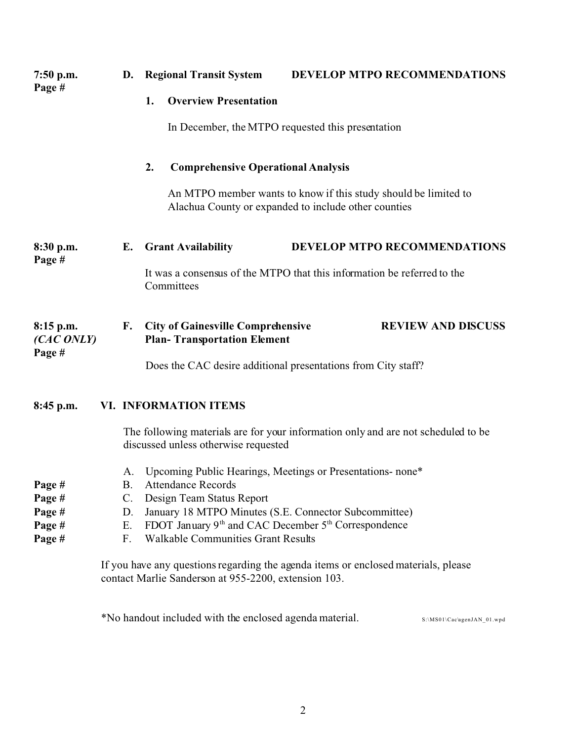**7:50 p.m.** **D. Regional Transit System** **DEVELOP MTPO RECOMMENDATIONS**
**Page #**

**1. Overview Presentation**

In December, the MTPO requested this presentation

**2. Comprehensive Operational Analysis**

An MTPO member wants to know if this study should be limited to Alachua County or expanded to include other counties

**8:30 p.m.** **E. Grant Availability** **DEVELOP MTPO RECOMMENDATIONS**
**Page #**

It was a consensus of the MTPO that this information be referred to the Committees

**8:15 p.m.** **F. City of Gainesville Comprehensive Plan- Transportation Element** **REVIEW AND DISCUSS**
***(CAC ONLY)***
**Page #**

Does the CAC desire additional presentations from City staff?

**8:45 p.m.** **VI. INFORMATION ITEMS**

The following materials are for your information only and are not scheduled to be discussed unless otherwise requested

A. Upcoming Public Hearings, Meetings or Presentations- none*

**Page #** B. Attendance Records
**Page #** C. Design Team Status Report
**Page #** D. January 18 MTPO Minutes (S.E. Connector Subcommittee)
**Page #** E. FDOT January 9th and CAC December 5th Correspondence
**Page #** F. Walkable Communities Grant Results

If you have any questions regarding the agenda items or enclosed materials, please contact Marlie Sanderson at 955-2200, extension 103.

*No handout included with the enclosed agenda material. S:\MS01\Cac\agenJAN_01.wpd